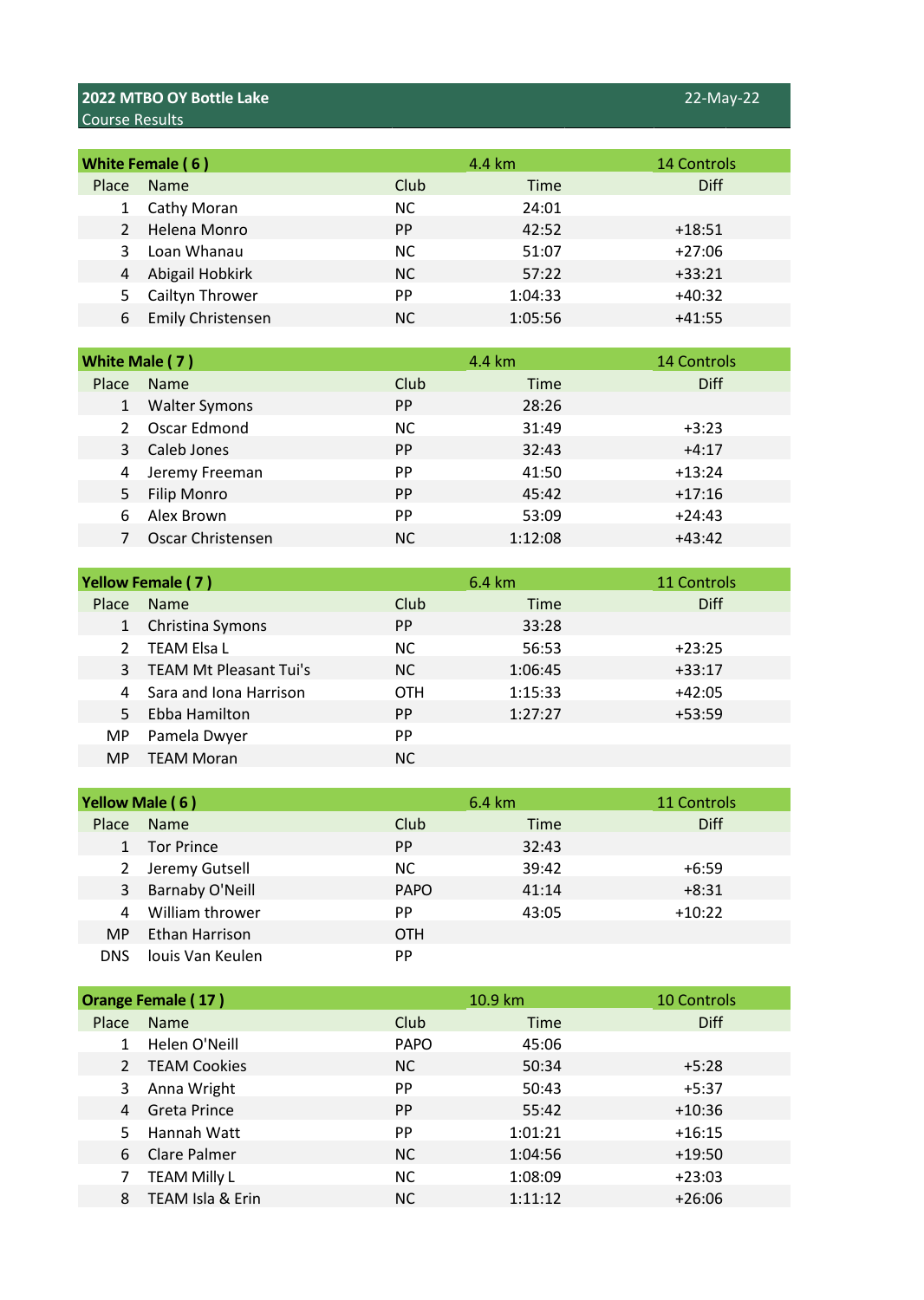# 2022 MTBO OY Bottle Lake

22-May-22

Course Results

## White Female ( 6 )

4.4 km — 14 Controls

| Place | Name | Club | Time | Diff |
|---|---|---|---|---|
| 1 | Cathy Moran | NC | 24:01 | |
| 2 | Helena Monro | PP | 42:52 | +18:51 |
| 3 | Loan Whanau | NC | 51:07 | +27:06 |
| 4 | Abigail Hobkirk | NC | 57:22 | +33:21 |
| 5 | Cailtyn Thrower | PP | 1:04:33 | +40:32 |
| 6 | Emily Christensen | NC | 1:05:56 | +41:55 |

## White Male ( 7 )

4.4 km — 14 Controls

| Place | Name | Club | Time | Diff |
|---|---|---|---|---|
| 1 | Walter Symons | PP | 28:26 | |
| 2 | Oscar Edmond | NC | 31:49 | +3:23 |
| 3 | Caleb Jones | PP | 32:43 | +4:17 |
| 4 | Jeremy Freeman | PP | 41:50 | +13:24 |
| 5 | Filip Monro | PP | 45:42 | +17:16 |
| 6 | Alex Brown | PP | 53:09 | +24:43 |
| 7 | Oscar Christensen | NC | 1:12:08 | +43:42 |

## Yellow Female ( 7 )

6.4 km — 11 Controls

| Place | Name | Club | Time | Diff |
|---|---|---|---|---|
| 1 | Christina Symons | PP | 33:28 | |
| 2 | TEAM Elsa L | NC | 56:53 | +23:25 |
| 3 | TEAM Mt Pleasant Tui's | NC | 1:06:45 | +33:17 |
| 4 | Sara and Iona Harrison | OTH | 1:15:33 | +42:05 |
| 5 | Ebba Hamilton | PP | 1:27:27 | +53:59 |
| MP | Pamela Dwyer | PP | | |
| MP | TEAM Moran | NC | | |

## Yellow Male ( 6 )

6.4 km — 11 Controls

| Place | Name | Club | Time | Diff |
|---|---|---|---|---|
| 1 | Tor Prince | PP | 32:43 | |
| 2 | Jeremy Gutsell | NC | 39:42 | +6:59 |
| 3 | Barnaby O'Neill | PAPO | 41:14 | +8:31 |
| 4 | William thrower | PP | 43:05 | +10:22 |
| MP | Ethan Harrison | OTH | | |
| DNS | louis Van Keulen | PP | | |

## Orange Female ( 17 )

10.9 km — 10 Controls

| Place | Name | Club | Time | Diff |
|---|---|---|---|---|
| 1 | Helen O'Neill | PAPO | 45:06 | |
| 2 | TEAM Cookies | NC | 50:34 | +5:28 |
| 3 | Anna Wright | PP | 50:43 | +5:37 |
| 4 | Greta Prince | PP | 55:42 | +10:36 |
| 5 | Hannah Watt | PP | 1:01:21 | +16:15 |
| 6 | Clare Palmer | NC | 1:04:56 | +19:50 |
| 7 | TEAM Milly L | NC | 1:08:09 | +23:03 |
| 8 | TEAM Isla & Erin | NC | 1:11:12 | +26:06 |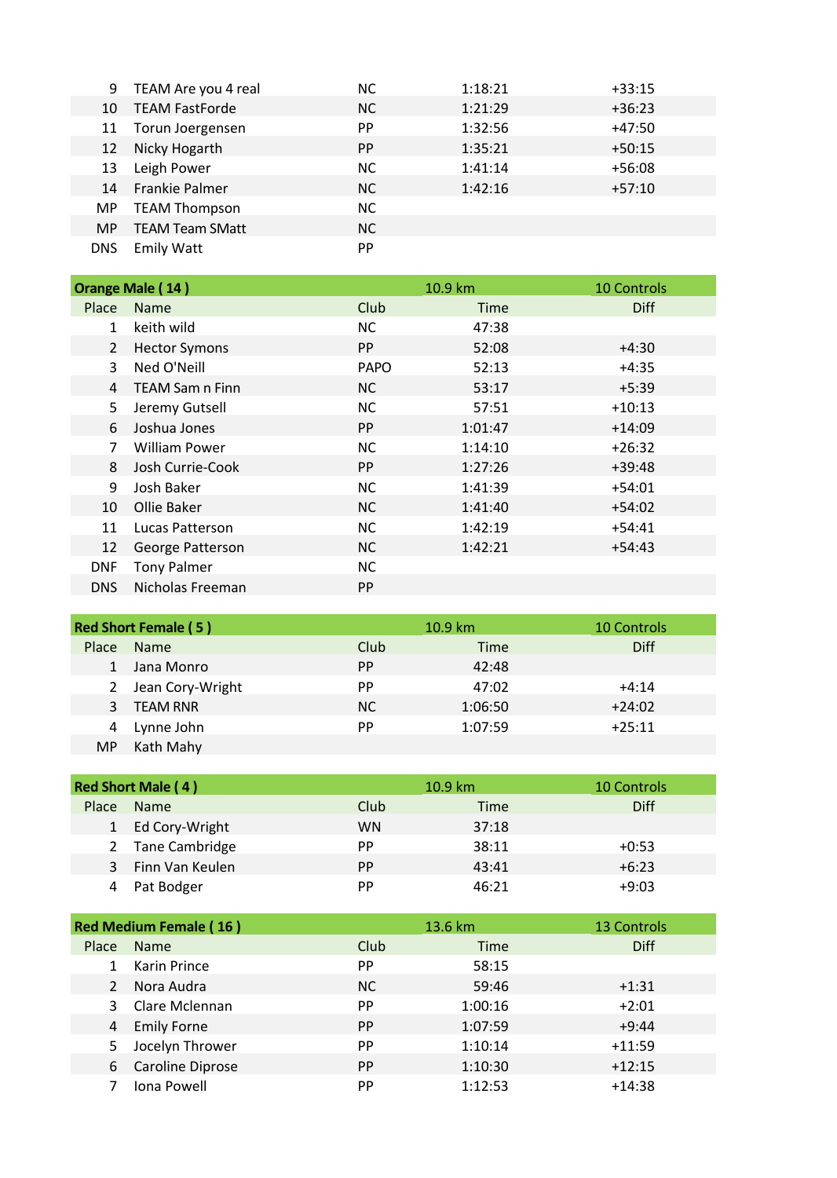| Place | Name | Club | Time | Diff |
|---|---|---|---|---|
| 9 | TEAM Are you 4 real | NC | 1:18:21 | +33:15 |
| 10 | TEAM FastForde | NC | 1:21:29 | +36:23 |
| 11 | Torun Joergensen | PP | 1:32:56 | +47:50 |
| 12 | Nicky Hogarth | PP | 1:35:21 | +50:15 |
| 13 | Leigh Power | NC | 1:41:14 | +56:08 |
| 14 | Frankie Palmer | NC | 1:42:16 | +57:10 |
| MP | TEAM Thompson | NC | | |
| MP | TEAM Team SMatt | NC | | |
| DNS | Emily Watt | PP | | |

| **Orange Male ( 14 )** | | | 10.9 km | 10 Controls |
|---|---|---|---|---|
| Place | Name | Club | Time | Diff |
| 1 | keith wild | NC | 47:38 | |
| 2 | Hector Symons | PP | 52:08 | +4:30 |
| 3 | Ned O'Neill | PAPO | 52:13 | +4:35 |
| 4 | TEAM Sam n Finn | NC | 53:17 | +5:39 |
| 5 | Jeremy Gutsell | NC | 57:51 | +10:13 |
| 6 | Joshua Jones | PP | 1:01:47 | +14:09 |
| 7 | William Power | NC | 1:14:10 | +26:32 |
| 8 | Josh Currie-Cook | PP | 1:27:26 | +39:48 |
| 9 | Josh Baker | NC | 1:41:39 | +54:01 |
| 10 | Ollie Baker | NC | 1:41:40 | +54:02 |
| 11 | Lucas Patterson | NC | 1:42:19 | +54:41 |
| 12 | George Patterson | NC | 1:42:21 | +54:43 |
| DNF | Tony Palmer | NC | | |
| DNS | Nicholas Freeman | PP | | |

| **Red Short Female ( 5 )** | | | 10.9 km | 10 Controls |
|---|---|---|---|---|
| Place | Name | Club | Time | Diff |
| 1 | Jana Monro | PP | 42:48 | |
| 2 | Jean Cory-Wright | PP | 47:02 | +4:14 |
| 3 | TEAM RNR | NC | 1:06:50 | +24:02 |
| 4 | Lynne John | PP | 1:07:59 | +25:11 |
| MP | Kath Mahy | | | |

| **Red Short Male ( 4 )** | | | 10.9 km | 10 Controls |
|---|---|---|---|---|
| Place | Name | Club | Time | Diff |
| 1 | Ed Cory-Wright | WN | 37:18 | |
| 2 | Tane Cambridge | PP | 38:11 | +0:53 |
| 3 | Finn Van Keulen | PP | 43:41 | +6:23 |
| 4 | Pat Bodger | PP | 46:21 | +9:03 |

| **Red Medium Female ( 16 )** | | | 13.6 km | 13 Controls |
|---|---|---|---|---|
| Place | Name | Club | Time | Diff |
| 1 | Karin Prince | PP | 58:15 | |
| 2 | Nora Audra | NC | 59:46 | +1:31 |
| 3 | Clare Mclennan | PP | 1:00:16 | +2:01 |
| 4 | Emily Forne | PP | 1:07:59 | +9:44 |
| 5 | Jocelyn Thrower | PP | 1:10:14 | +11:59 |
| 6 | Caroline Diprose | PP | 1:10:30 | +12:15 |
| 7 | Iona Powell | PP | 1:12:53 | +14:38 |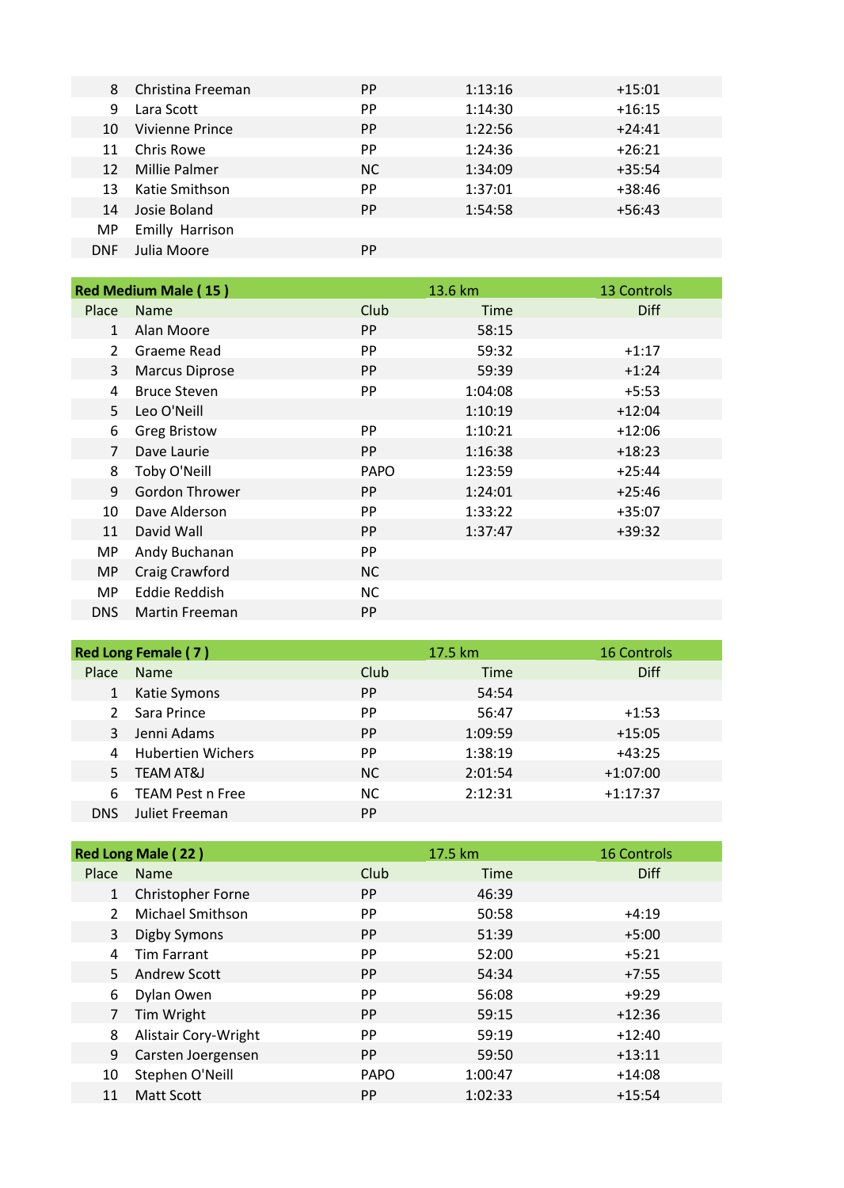| Place | Name | Club | Time | Diff |
|---|---|---|---|---|
| 8 | Christina Freeman | PP | 1:13:16 | +15:01 |
| 9 | Lara Scott | PP | 1:14:30 | +16:15 |
| 10 | Vivienne Prince | PP | 1:22:56 | +24:41 |
| 11 | Chris Rowe | PP | 1:24:36 | +26:21 |
| 12 | Millie Palmer | NC | 1:34:09 | +35:54 |
| 13 | Katie Smithson | PP | 1:37:01 | +38:46 |
| 14 | Josie Boland | PP | 1:54:58 | +56:43 |
| MP | Emilly Harrison | | | |
| DNF | Julia Moore | PP | | |

| **Red Medium Male ( 15 )** | | | 13.6 km | 13 Controls |
|---|---|---|---|---|
| Place | Name | Club | Time | Diff |
| 1 | Alan Moore | PP | 58:15 | |
| 2 | Graeme Read | PP | 59:32 | +1:17 |
| 3 | Marcus Diprose | PP | 59:39 | +1:24 |
| 4 | Bruce Steven | PP | 1:04:08 | +5:53 |
| 5 | Leo O'Neill | | 1:10:19 | +12:04 |
| 6 | Greg Bristow | PP | 1:10:21 | +12:06 |
| 7 | Dave Laurie | PP | 1:16:38 | +18:23 |
| 8 | Toby O'Neill | PAPO | 1:23:59 | +25:44 |
| 9 | Gordon Thrower | PP | 1:24:01 | +25:46 |
| 10 | Dave Alderson | PP | 1:33:22 | +35:07 |
| 11 | David Wall | PP | 1:37:47 | +39:32 |
| MP | Andy Buchanan | PP | | |
| MP | Craig Crawford | NC | | |
| MP | Eddie Reddish | NC | | |
| DNS | Martin Freeman | PP | | |

| **Red Long Female ( 7 )** | | | 17.5 km | 16 Controls |
|---|---|---|---|---|
| Place | Name | Club | Time | Diff |
| 1 | Katie Symons | PP | 54:54 | |
| 2 | Sara Prince | PP | 56:47 | +1:53 |
| 3 | Jenni Adams | PP | 1:09:59 | +15:05 |
| 4 | Hubertien Wichers | PP | 1:38:19 | +43:25 |
| 5 | TEAM AT&J | NC | 2:01:54 | +1:07:00 |
| 6 | TEAM Pest n Free | NC | 2:12:31 | +1:17:37 |
| DNS | Juliet Freeman | PP | | |

| **Red Long Male ( 22 )** | | | 17.5 km | 16 Controls |
|---|---|---|---|---|
| Place | Name | Club | Time | Diff |
| 1 | Christopher Forne | PP | 46:39 | |
| 2 | Michael Smithson | PP | 50:58 | +4:19 |
| 3 | Digby Symons | PP | 51:39 | +5:00 |
| 4 | Tim Farrant | PP | 52:00 | +5:21 |
| 5 | Andrew Scott | PP | 54:34 | +7:55 |
| 6 | Dylan Owen | PP | 56:08 | +9:29 |
| 7 | Tim Wright | PP | 59:15 | +12:36 |
| 8 | Alistair Cory-Wright | PP | 59:19 | +12:40 |
| 9 | Carsten Joergensen | PP | 59:50 | +13:11 |
| 10 | Stephen O'Neill | PAPO | 1:00:47 | +14:08 |
| 11 | Matt Scott | PP | 1:02:33 | +15:54 |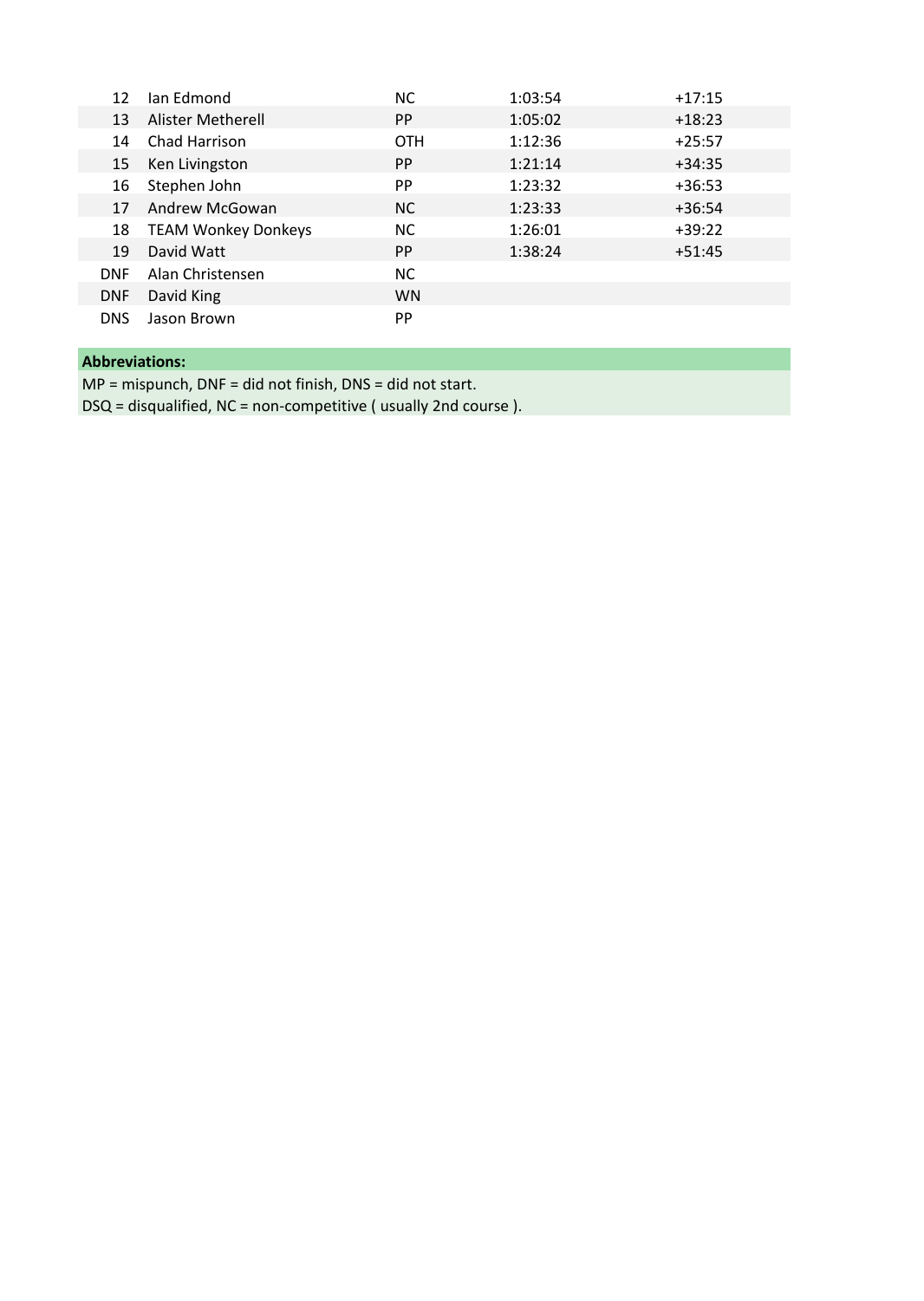| | | | | |
|---|---|---|---|---|
| 12 | Ian Edmond | NC | 1:03:54 | +17:15 |
| 13 | Alister Metherell | PP | 1:05:02 | +18:23 |
| 14 | Chad Harrison | OTH | 1:12:36 | +25:57 |
| 15 | Ken Livingston | PP | 1:21:14 | +34:35 |
| 16 | Stephen John | PP | 1:23:32 | +36:53 |
| 17 | Andrew McGowan | NC | 1:23:33 | +36:54 |
| 18 | TEAM Wonkey Donkeys | NC | 1:26:01 | +39:22 |
| 19 | David Watt | PP | 1:38:24 | +51:45 |
| DNF | Alan Christensen | NC | | |
| DNF | David King | WN | | |
| DNS | Jason Brown | PP | | |

**Abbreviations:**

MP = mispunch, DNF = did not finish, DNS = did not start.
DSQ = disqualified, NC = non-competitive ( usually 2nd course ).